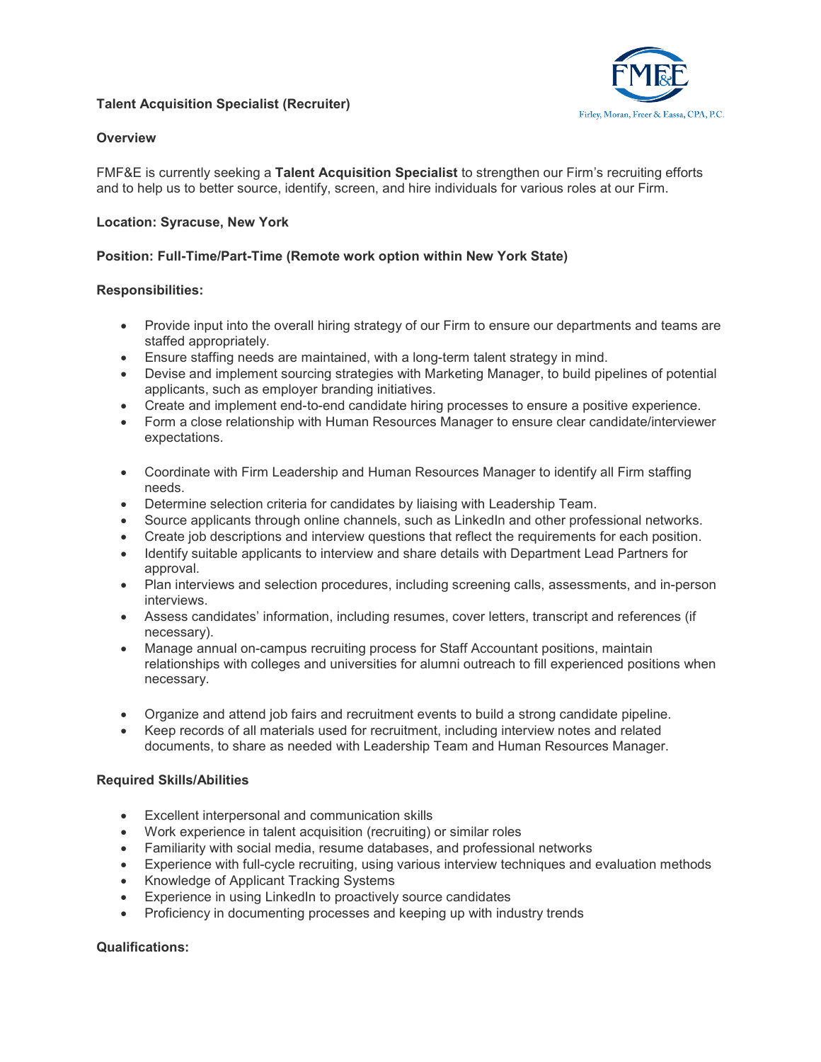Firley, Moran, Freer & Eassa, CPA, P.C.

## Talent Acquisition Specialist (Recruiter)

### Overview

FMF&E is currently seeking a **Talent Acquisition Specialist** to strengthen our Firm's recruiting efforts and to help us to better source, identify, screen, and hire individuals for various roles at our Firm.

**Location: Syracuse, New York**

**Position: Full-Time/Part-Time (Remote work option within New York State)**

### Responsibilities:

- Provide input into the overall hiring strategy of our Firm to ensure our departments and teams are staffed appropriately.
- Ensure staffing needs are maintained, with a long-term talent strategy in mind.
- Devise and implement sourcing strategies with Marketing Manager, to build pipelines of potential applicants, such as employer branding initiatives.
- Create and implement end-to-end candidate hiring processes to ensure a positive experience.
- Form a close relationship with Human Resources Manager to ensure clear candidate/interviewer expectations.

- Coordinate with Firm Leadership and Human Resources Manager to identify all Firm staffing needs.
- Determine selection criteria for candidates by liaising with Leadership Team.
- Source applicants through online channels, such as LinkedIn and other professional networks.
- Create job descriptions and interview questions that reflect the requirements for each position.
- Identify suitable applicants to interview and share details with Department Lead Partners for approval.
- Plan interviews and selection procedures, including screening calls, assessments, and in-person interviews.
- Assess candidates' information, including resumes, cover letters, transcript and references (if necessary).
- Manage annual on-campus recruiting process for Staff Accountant positions, maintain relationships with colleges and universities for alumni outreach to fill experienced positions when necessary.

- Organize and attend job fairs and recruitment events to build a strong candidate pipeline.
- Keep records of all materials used for recruitment, including interview notes and related documents, to share as needed with Leadership Team and Human Resources Manager.

### Required Skills/Abilities

- Excellent interpersonal and communication skills
- Work experience in talent acquisition (recruiting) or similar roles
- Familiarity with social media, resume databases, and professional networks
- Experience with full-cycle recruiting, using various interview techniques and evaluation methods
- Knowledge of Applicant Tracking Systems
- Experience in using LinkedIn to proactively source candidates
- Proficiency in documenting processes and keeping up with industry trends

### Qualifications: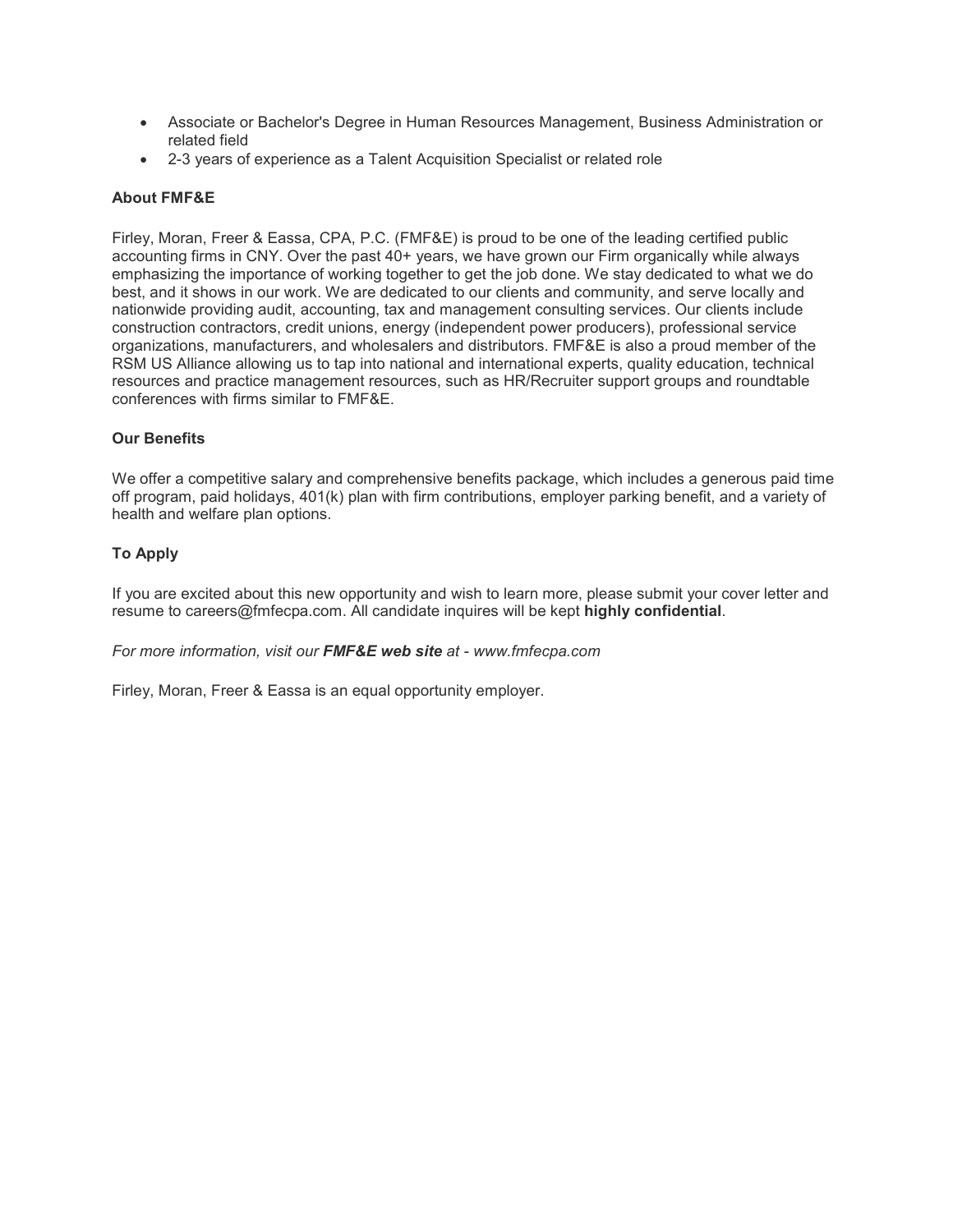- Associate or Bachelor's Degree in Human Resources Management, Business Administration or related field
- 2-3 years of experience as a Talent Acquisition Specialist or related role

**About FMF&E**

Firley, Moran, Freer & Eassa, CPA, P.C. (FMF&E) is proud to be one of the leading certified public accounting firms in CNY. Over the past 40+ years, we have grown our Firm organically while always emphasizing the importance of working together to get the job done. We stay dedicated to what we do best, and it shows in our work. We are dedicated to our clients and community, and serve locally and nationwide providing audit, accounting, tax and management consulting services. Our clients include construction contractors, credit unions, energy (independent power producers), professional service organizations, manufacturers, and wholesalers and distributors. FMF&E is also a proud member of the RSM US Alliance allowing us to tap into national and international experts, quality education, technical resources and practice management resources, such as HR/Recruiter support groups and roundtable conferences with firms similar to FMF&E.

**Our Benefits**

We offer a competitive salary and comprehensive benefits package, which includes a generous paid time off program, paid holidays, 401(k) plan with firm contributions, employer parking benefit, and a variety of health and welfare plan options.

**To Apply**

If you are excited about this new opportunity and wish to learn more, please submit your cover letter and resume to careers@fmfecpa.com. All candidate inquires will be kept **highly confidential**.

*For more information, visit our **FMF&E web site** at - www.fmfecpa.com*

Firley, Moran, Freer & Eassa is an equal opportunity employer.